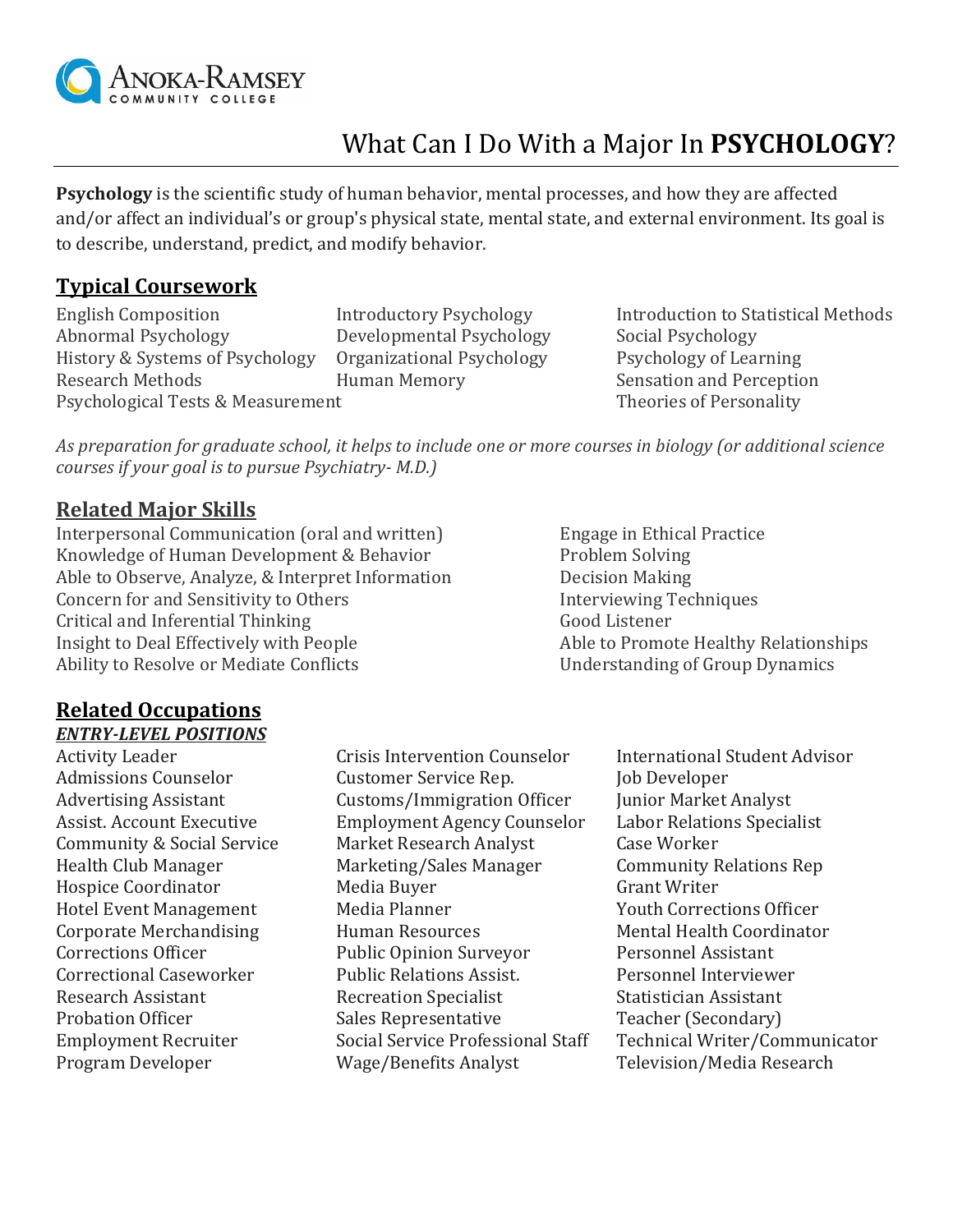Anoka-Ramsey Community College

# What Can I Do With a Major In **PSYCHOLOGY**?

**Psychology** is the scientific study of human behavior, mental processes, and how they are affected and/or affect an individual's or group's physical state, mental state, and external environment. Its goal is to describe, understand, predict, and modify behavior.

## Typical Coursework

- English Composition
- Abnormal Psychology
- History & Systems of Psychology
- Research Methods
- Psychological Tests & Measurement
- Introductory Psychology
- Developmental Psychology
- Organizational Psychology
- Human Memory
- Introduction to Statistical Methods
- Social Psychology
- Psychology of Learning
- Sensation and Perception
- Theories of Personality

*As preparation for graduate school, it helps to include one or more courses in biology (or additional science courses if your goal is to pursue Psychiatry- M.D.)*

## Related Major Skills

- Interpersonal Communication (oral and written)
- Knowledge of Human Development & Behavior
- Able to Observe, Analyze, & Interpret Information
- Concern for and Sensitivity to Others
- Critical and Inferential Thinking
- Insight to Deal Effectively with People
- Ability to Resolve or Mediate Conflicts
- Engage in Ethical Practice
- Problem Solving
- Decision Making
- Interviewing Techniques
- Good Listener
- Able to Promote Healthy Relationships
- Understanding of Group Dynamics

## Related Occupations

### *ENTRY-LEVEL POSITIONS*

- Activity Leader
- Admissions Counselor
- Advertising Assistant
- Assist. Account Executive
- Community & Social Service
- Health Club Manager
- Hospice Coordinator
- Hotel Event Management
- Corporate Merchandising
- Corrections Officer
- Correctional Caseworker
- Research Assistant
- Probation Officer
- Employment Recruiter
- Program Developer
- Crisis Intervention Counselor
- Customer Service Rep.
- Customs/Immigration Officer
- Employment Agency Counselor
- Market Research Analyst
- Marketing/Sales Manager
- Media Buyer
- Media Planner
- Human Resources
- Public Opinion Surveyor
- Public Relations Assist.
- Recreation Specialist
- Sales Representative
- Social Service Professional Staff
- Wage/Benefits Analyst
- International Student Advisor
- Job Developer
- Junior Market Analyst
- Labor Relations Specialist
- Case Worker
- Community Relations Rep
- Grant Writer
- Youth Corrections Officer
- Mental Health Coordinator
- Personnel Assistant
- Personnel Interviewer
- Statistician Assistant
- Teacher (Secondary)
- Technical Writer/Communicator
- Television/Media Research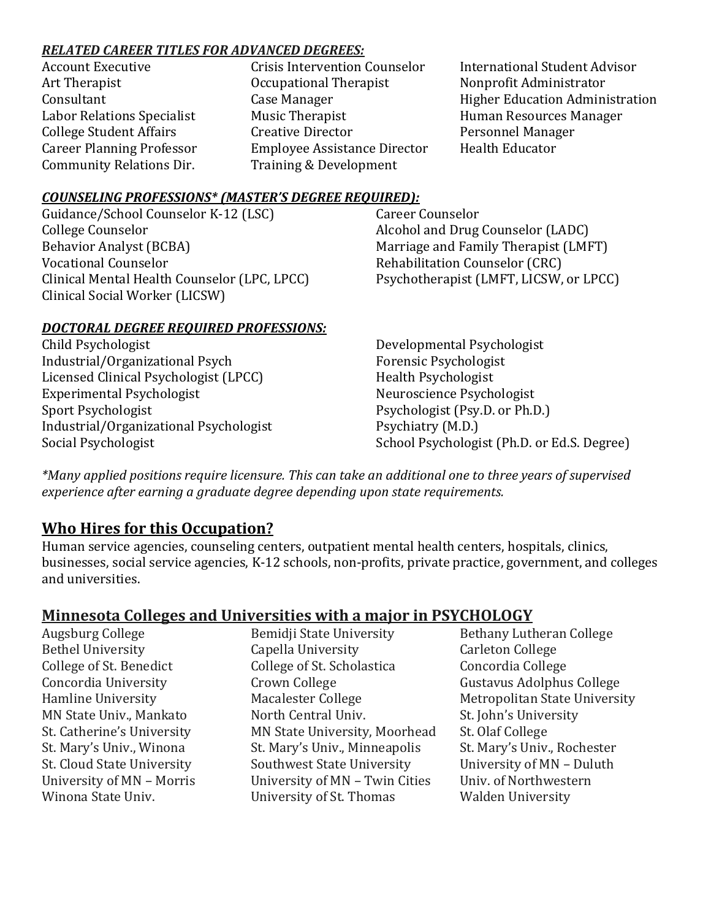***RELATED CAREER TITLES FOR ADVANCED DEGREES:***

- Account Executive
- Art Therapist
- Consultant
- Labor Relations Specialist
- College Student Affairs
- Career Planning Professor
- Community Relations Dir.
- Crisis Intervention Counselor
- Occupational Therapist
- Case Manager
- Music Therapist
- Creative Director
- Employee Assistance Director
- Training & Development
- International Student Advisor
- Nonprofit Administrator
- Higher Education Administration
- Human Resources Manager
- Personnel Manager
- Health Educator

***COUNSELING PROFESSIONS\* (MASTER'S DEGREE REQUIRED):***

- Guidance/School Counselor K-12 (LSC)
- College Counselor
- Behavior Analyst (BCBA)
- Vocational Counselor
- Clinical Mental Health Counselor (LPC, LPCC)
- Clinical Social Worker (LICSW)
- Career Counselor
- Alcohol and Drug Counselor (LADC)
- Marriage and Family Therapist (LMFT)
- Rehabilitation Counselor (CRC)
- Psychotherapist (LMFT, LICSW, or LPCC)

***DOCTORAL DEGREE REQUIRED PROFESSIONS:***

- Child Psychologist
- Industrial/Organizational Psych
- Licensed Clinical Psychologist (LPCC)
- Experimental Psychologist
- Sport Psychologist
- Industrial/Organizational Psychologist
- Social Psychologist
- Developmental Psychologist
- Forensic Psychologist
- Health Psychologist
- Neuroscience Psychologist
- Psychologist (Psy.D. or Ph.D.)
- Psychiatry (M.D.)
- School Psychologist (Ph.D. or Ed.S. Degree)

*\*Many applied positions require licensure. This can take an additional one to three years of supervised experience after earning a graduate degree depending upon state requirements.*

## Who Hires for this Occupation?

Human service agencies, counseling centers, outpatient mental health centers, hospitals, clinics, businesses, social service agencies, K-12 schools, non-profits, private practice, government, and colleges and universities.

## Minnesota Colleges and Universities with a major in PSYCHOLOGY

- Augsburg College
- Bethel University
- College of St. Benedict
- Concordia University
- Hamline University
- MN State Univ., Mankato
- St. Catherine's University
- St. Mary's Univ., Winona
- St. Cloud State University
- University of MN – Morris
- Winona State Univ.
- Bemidji State University
- Capella University
- College of St. Scholastica
- Crown College
- Macalester College
- North Central Univ.
- MN State University, Moorhead
- St. Mary's Univ., Minneapolis
- Southwest State University
- University of MN – Twin Cities
- University of St. Thomas
- Bethany Lutheran College
- Carleton College
- Concordia College
- Gustavus Adolphus College
- Metropolitan State University
- St. John's University
- St. Olaf College
- St. Mary's Univ., Rochester
- University of MN – Duluth
- Univ. of Northwestern
- Walden University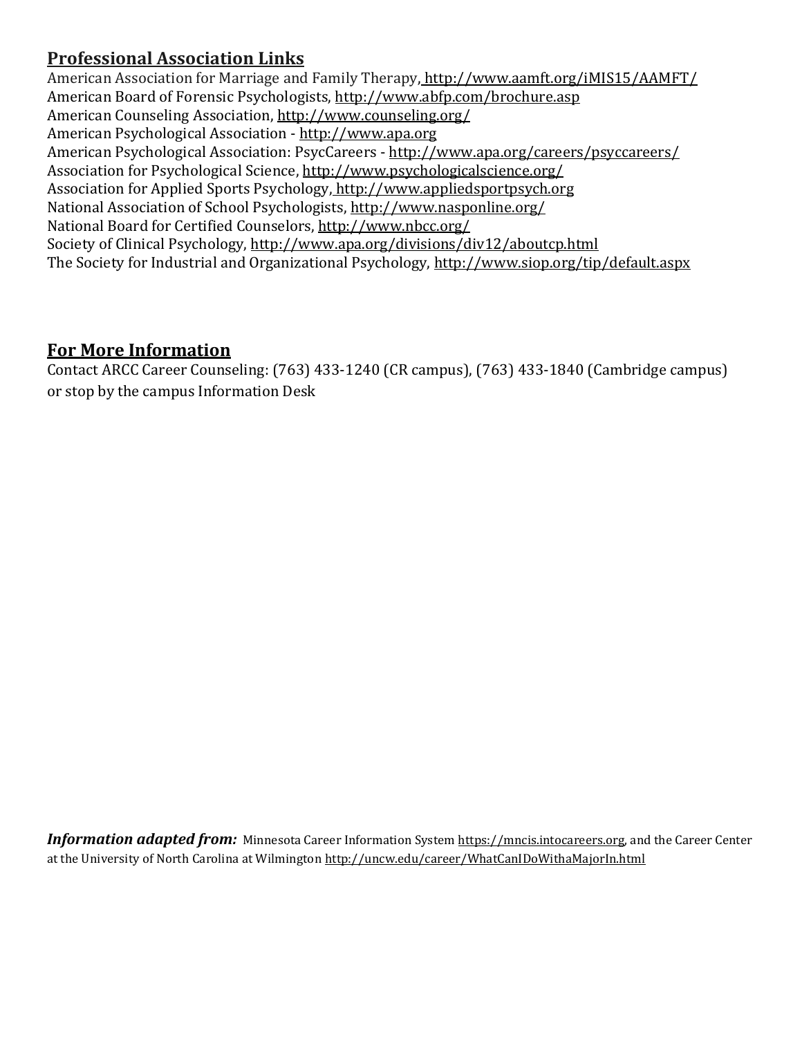## Professional Association Links

American Association for Marriage and Family Therapy, http://www.aamft.org/iMIS15/AAMFT/
American Board of Forensic Psychologists, http://www.abfp.com/brochure.asp
American Counseling Association, http://www.counseling.org/
American Psychological Association - http://www.apa.org
American Psychological Association: PsycCareers - http://www.apa.org/careers/psyccareers/
Association for Psychological Science, http://www.psychologicalscience.org/
Association for Applied Sports Psychology, http://www.appliedsportpsych.org
National Association of School Psychologists, http://www.nasponline.org/
National Board for Certified Counselors, http://www.nbcc.org/
Society of Clinical Psychology, http://www.apa.org/divisions/div12/aboutcp.html
The Society for Industrial and Organizational Psychology, http://www.siop.org/tip/default.aspx

## For More Information

Contact ARCC Career Counseling: (763) 433-1240 (CR campus), (763) 433-1840 (Cambridge campus) or stop by the campus Information Desk

***Information adapted from:*** Minnesota Career Information System https://mncis.intocareers.org, and the Career Center at the University of North Carolina at Wilmington http://uncw.edu/career/WhatCanIDoWithaMajorIn.html